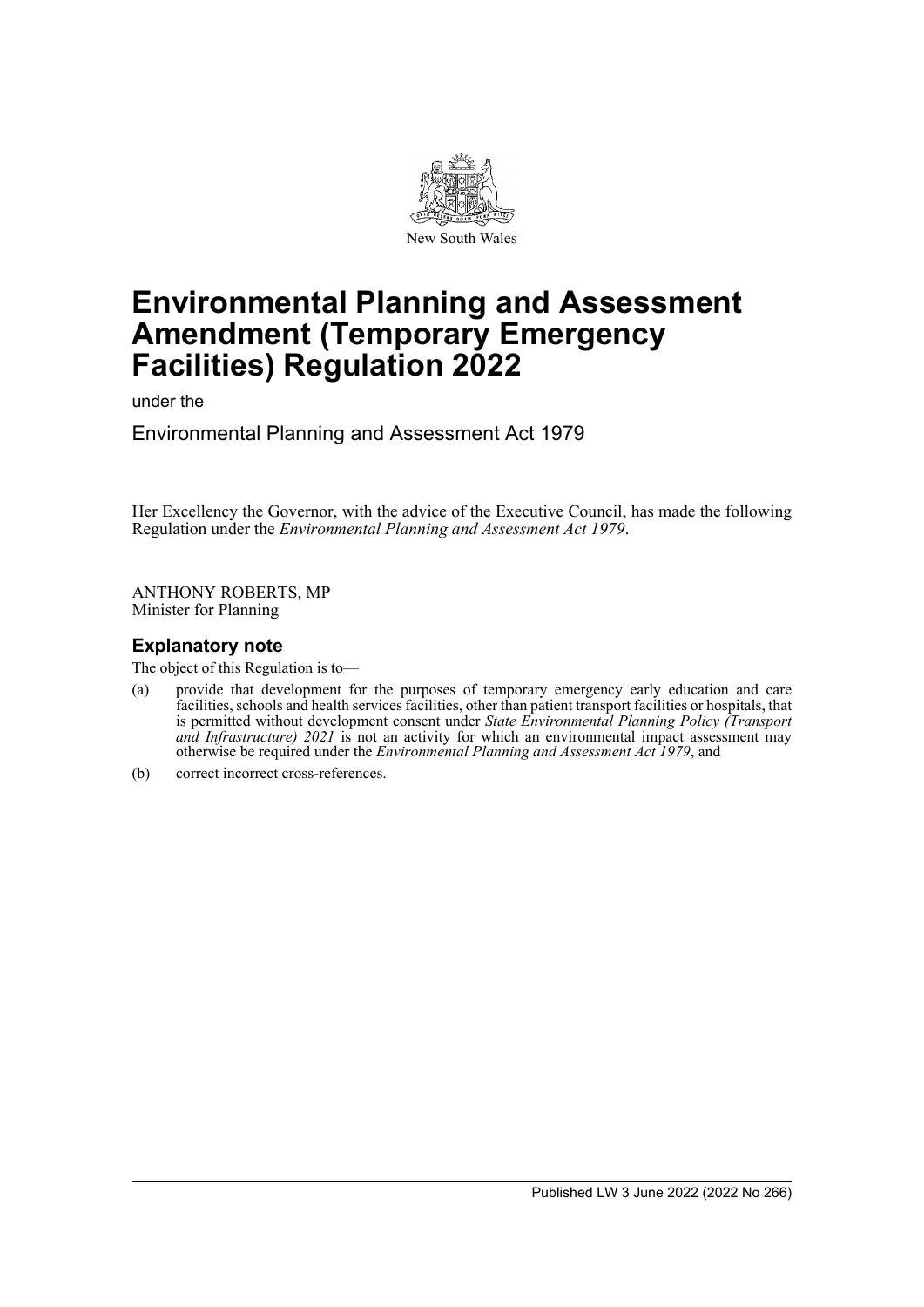New South Wales

# Environmental Planning and Assessment Amendment (Temporary Emergency Facilities) Regulation 2022

under the

Environmental Planning and Assessment Act 1979

Her Excellency the Governor, with the advice of the Executive Council, has made the following Regulation under the *Environmental Planning and Assessment Act 1979*.

ANTHONY ROBERTS, MP
Minister for Planning

## Explanatory note

The object of this Regulation is to—

(a) provide that development for the purposes of temporary emergency early education and care facilities, schools and health services facilities, other than patient transport facilities or hospitals, that is permitted without development consent under *State Environmental Planning Policy (Transport and Infrastructure) 2021* is not an activity for which an environmental impact assessment may otherwise be required under the *Environmental Planning and Assessment Act 1979*, and

(b) correct incorrect cross-references.

Published LW 3 June 2022 (2022 No 266)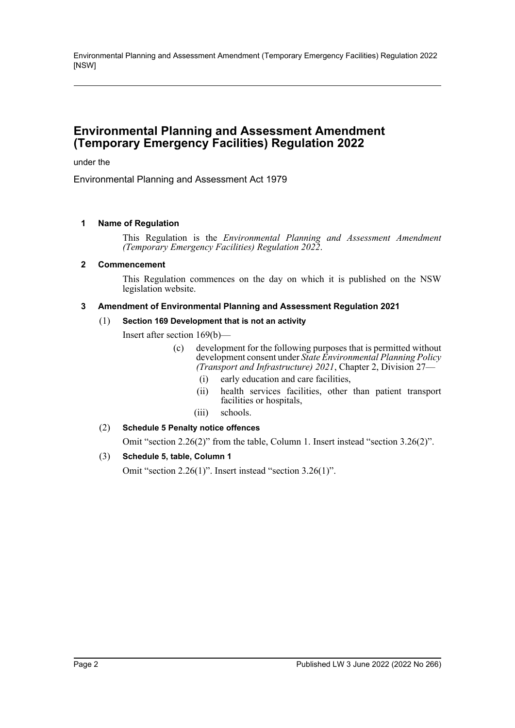# Environmental Planning and Assessment Amendment (Temporary Emergency Facilities) Regulation 2022

under the

Environmental Planning and Assessment Act 1979

### 1 Name of Regulation

This Regulation is the *Environmental Planning and Assessment Amendment (Temporary Emergency Facilities) Regulation 2022*.

### 2 Commencement

This Regulation commences on the day on which it is published on the NSW legislation website.

### 3 Amendment of Environmental Planning and Assessment Regulation 2021

#### (1) Section 169 Development that is not an activity

Insert after section 169(b)—

(c) development for the following purposes that is permitted without development consent under *State Environmental Planning Policy (Transport and Infrastructure) 2021*, Chapter 2, Division 27—

(i) early education and care facilities,

(ii) health services facilities, other than patient transport facilities or hospitals,

(iii) schools.

#### (2) Schedule 5 Penalty notice offences

Omit "section 2.26(2)" from the table, Column 1. Insert instead "section 3.26(2)".

#### (3) Schedule 5, table, Column 1

Omit "section 2.26(1)". Insert instead "section 3.26(1)".